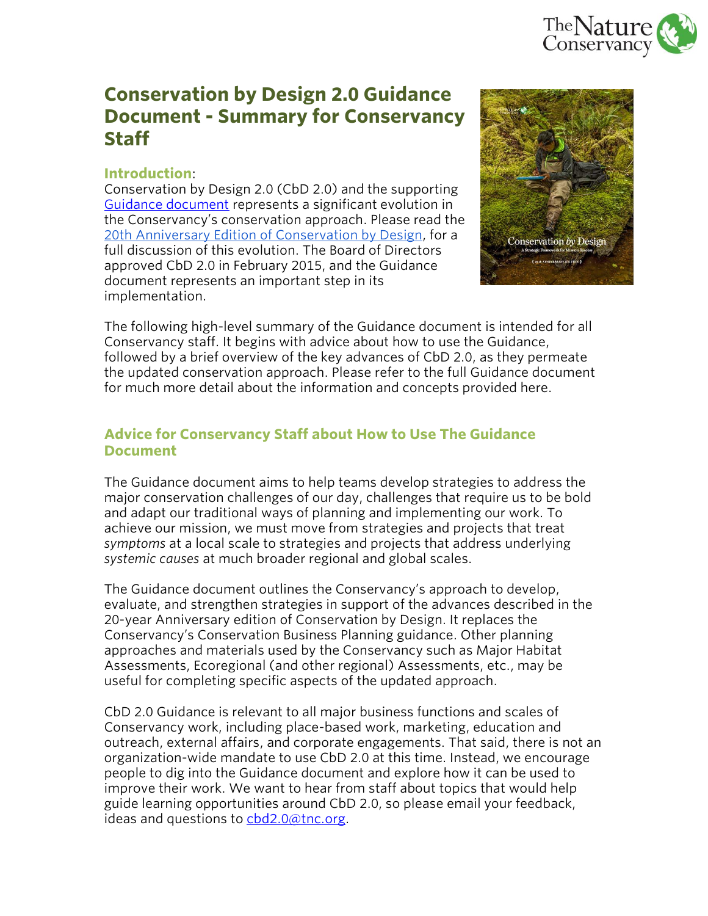# Conservation by Design 2.0 Guidance Document - Summary for Conservancy Staff

## Introduction:

Conservation by Design 2.0 (CbD 2.0) and the supporting Guidance document represents a significant evolution in the Conservancy's conservation approach. Please read the 20th Anniversary Edition of Conservation by Design, for a full discussion of this evolution. The Board of Directors approved CbD 2.0 in February 2015, and the Guidance document represents an important step in its implementation.

The following high-level summary of the Guidance document is intended for all Conservancy staff. It begins with advice about how to use the Guidance, followed by a brief overview of the key advances of CbD 2.0, as they permeate the updated conservation approach. Please refer to the full Guidance document for much more detail about the information and concepts provided here.

## Advice for Conservancy Staff about How to Use The Guidance Document

The Guidance document aims to help teams develop strategies to address the major conservation challenges of our day, challenges that require us to be bold and adapt our traditional ways of planning and implementing our work. To achieve our mission, we must move from strategies and projects that treat *symptoms* at a local scale to strategies and projects that address underlying *systemic causes* at much broader regional and global scales.

The Guidance document outlines the Conservancy's approach to develop, evaluate, and strengthen strategies in support of the advances described in the 20-year Anniversary edition of Conservation by Design. It replaces the Conservancy's Conservation Business Planning guidance. Other planning approaches and materials used by the Conservancy such as Major Habitat Assessments, Ecoregional (and other regional) Assessments, etc., may be useful for completing specific aspects of the updated approach.

CbD 2.0 Guidance is relevant to all major business functions and scales of Conservancy work, including place-based work, marketing, education and outreach, external affairs, and corporate engagements. That said, there is not an organization-wide mandate to use CbD 2.0 at this time. Instead, we encourage people to dig into the Guidance document and explore how it can be used to improve their work. We want to hear from staff about topics that would help guide learning opportunities around CbD 2.0, so please email your feedback, ideas and questions to cbd2.0@tnc.org.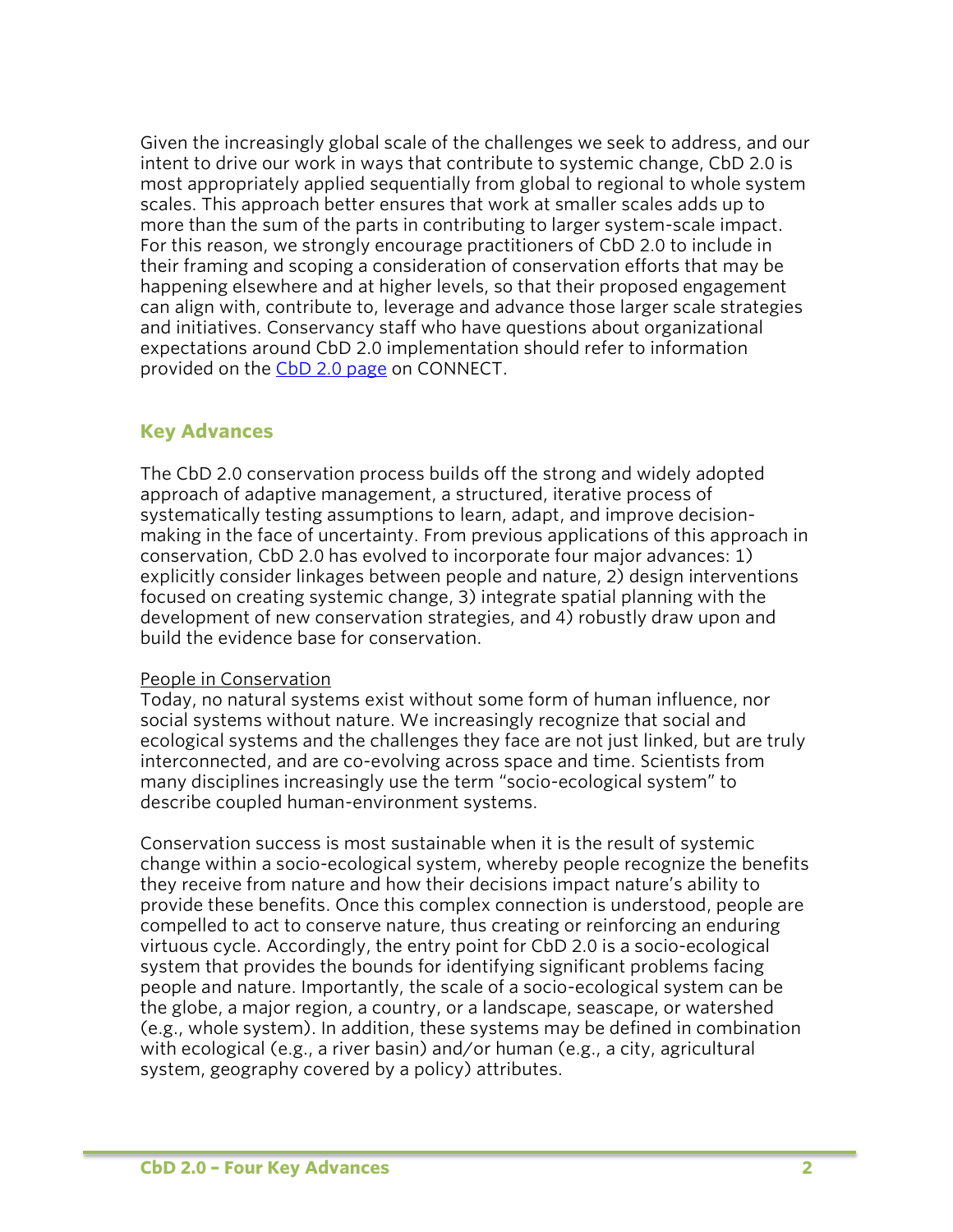Given the increasingly global scale of the challenges we seek to address, and our intent to drive our work in ways that contribute to systemic change, CbD 2.0 is most appropriately applied sequentially from global to regional to whole system scales. This approach better ensures that work at smaller scales adds up to more than the sum of the parts in contributing to larger system-scale impact. For this reason, we strongly encourage practitioners of CbD 2.0 to include in their framing and scoping a consideration of conservation efforts that may be happening elsewhere and at higher levels, so that their proposed engagement can align with, contribute to, leverage and advance those larger scale strategies and initiatives. Conservancy staff who have questions about organizational expectations around CbD 2.0 implementation should refer to information provided on the [CbD 2.0 page]() on CONNECT.

## Key Advances

The CbD 2.0 conservation process builds off the strong and widely adopted approach of adaptive management, a structured, iterative process of systematically testing assumptions to learn, adapt, and improve decision-making in the face of uncertainty. From previous applications of this approach in conservation, CbD 2.0 has evolved to incorporate four major advances: 1) explicitly consider linkages between people and nature, 2) design interventions focused on creating systemic change, 3) integrate spatial planning with the development of new conservation strategies, and 4) robustly draw upon and build the evidence base for conservation.

<u>People in Conservation</u>

Today, no natural systems exist without some form of human influence, nor social systems without nature. We increasingly recognize that social and ecological systems and the challenges they face are not just linked, but are truly interconnected, and are co-evolving across space and time. Scientists from many disciplines increasingly use the term "socio-ecological system" to describe coupled human-environment systems.

Conservation success is most sustainable when it is the result of systemic change within a socio-ecological system, whereby people recognize the benefits they receive from nature and how their decisions impact nature's ability to provide these benefits. Once this complex connection is understood, people are compelled to act to conserve nature, thus creating or reinforcing an enduring virtuous cycle. Accordingly, the entry point for CbD 2.0 is a socio-ecological system that provides the bounds for identifying significant problems facing people and nature. Importantly, the scale of a socio-ecological system can be the globe, a major region, a country, or a landscape, seascape, or watershed (e.g., whole system). In addition, these systems may be defined in combination with ecological (e.g., a river basin) and/or human (e.g., a city, agricultural system, geography covered by a policy) attributes.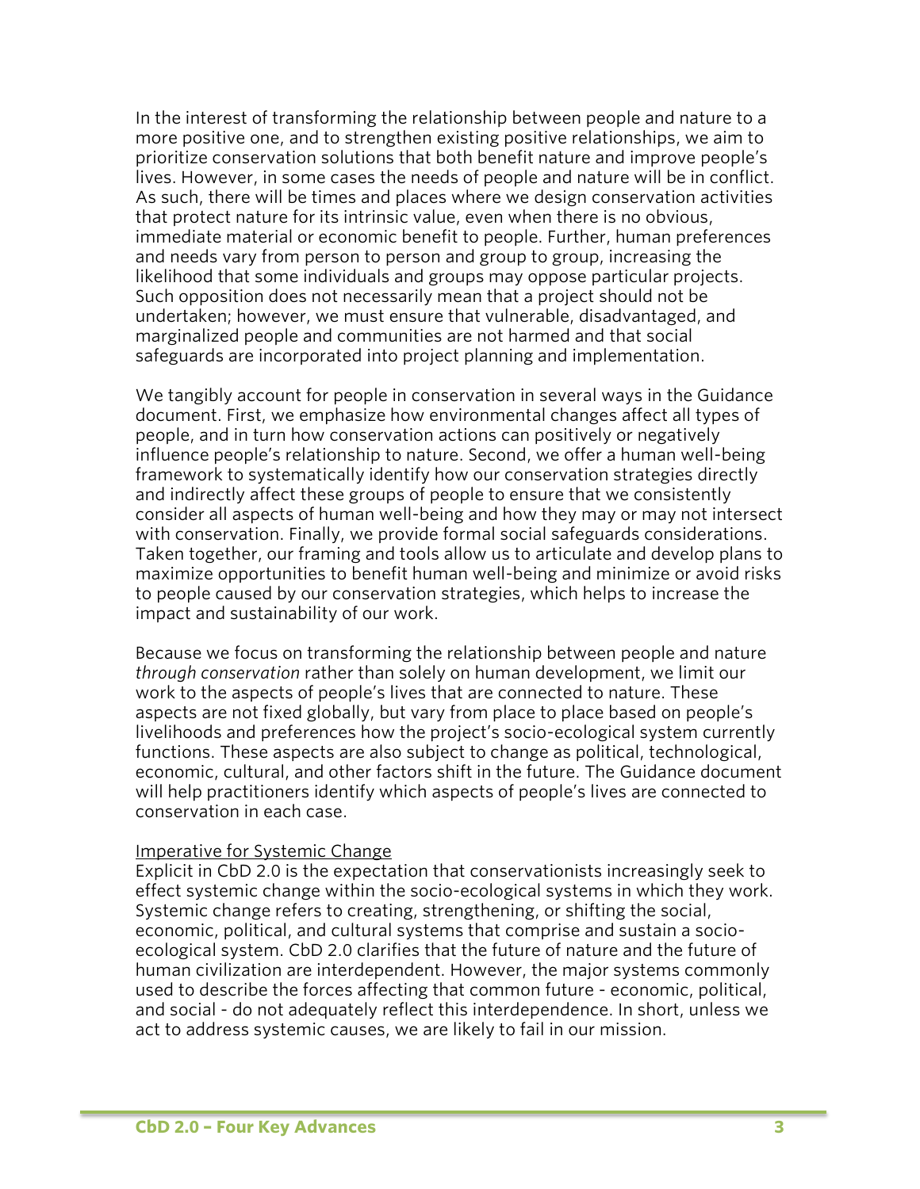In the interest of transforming the relationship between people and nature to a more positive one, and to strengthen existing positive relationships, we aim to prioritize conservation solutions that both benefit nature and improve people's lives. However, in some cases the needs of people and nature will be in conflict. As such, there will be times and places where we design conservation activities that protect nature for its intrinsic value, even when there is no obvious, immediate material or economic benefit to people. Further, human preferences and needs vary from person to person and group to group, increasing the likelihood that some individuals and groups may oppose particular projects. Such opposition does not necessarily mean that a project should not be undertaken; however, we must ensure that vulnerable, disadvantaged, and marginalized people and communities are not harmed and that social safeguards are incorporated into project planning and implementation.

We tangibly account for people in conservation in several ways in the Guidance document. First, we emphasize how environmental changes affect all types of people, and in turn how conservation actions can positively or negatively influence people's relationship to nature. Second, we offer a human well-being framework to systematically identify how our conservation strategies directly and indirectly affect these groups of people to ensure that we consistently consider all aspects of human well-being and how they may or may not intersect with conservation. Finally, we provide formal social safeguards considerations. Taken together, our framing and tools allow us to articulate and develop plans to maximize opportunities to benefit human well-being and minimize or avoid risks to people caused by our conservation strategies, which helps to increase the impact and sustainability of our work.

Because we focus on transforming the relationship between people and nature *through conservation* rather than solely on human development, we limit our work to the aspects of people's lives that are connected to nature. These aspects are not fixed globally, but vary from place to place based on people's livelihoods and preferences how the project's socio-ecological system currently functions. These aspects are also subject to change as political, technological, economic, cultural, and other factors shift in the future. The Guidance document will help practitioners identify which aspects of people's lives are connected to conservation in each case.

<u>Imperative for Systemic Change</u>

Explicit in CbD 2.0 is the expectation that conservationists increasingly seek to effect systemic change within the socio-ecological systems in which they work. Systemic change refers to creating, strengthening, or shifting the social, economic, political, and cultural systems that comprise and sustain a socio-ecological system. CbD 2.0 clarifies that the future of nature and the future of human civilization are interdependent. However, the major systems commonly used to describe the forces affecting that common future - economic, political, and social - do not adequately reflect this interdependence. In short, unless we act to address systemic causes, we are likely to fail in our mission.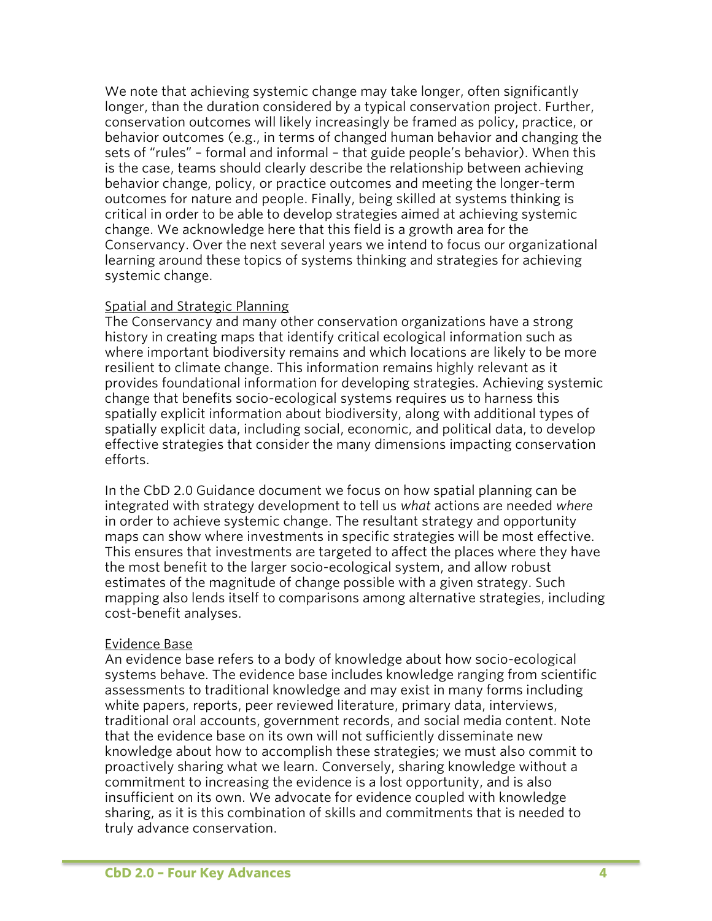We note that achieving systemic change may take longer, often significantly longer, than the duration considered by a typical conservation project. Further, conservation outcomes will likely increasingly be framed as policy, practice, or behavior outcomes (e.g., in terms of changed human behavior and changing the sets of "rules" – formal and informal – that guide people's behavior). When this is the case, teams should clearly describe the relationship between achieving behavior change, policy, or practice outcomes and meeting the longer-term outcomes for nature and people. Finally, being skilled at systems thinking is critical in order to be able to develop strategies aimed at achieving systemic change. We acknowledge here that this field is a growth area for the Conservancy. Over the next several years we intend to focus our organizational learning around these topics of systems thinking and strategies for achieving systemic change.

<u>Spatial and Strategic Planning</u>

The Conservancy and many other conservation organizations have a strong history in creating maps that identify critical ecological information such as where important biodiversity remains and which locations are likely to be more resilient to climate change. This information remains highly relevant as it provides foundational information for developing strategies. Achieving systemic change that benefits socio-ecological systems requires us to harness this spatially explicit information about biodiversity, along with additional types of spatially explicit data, including social, economic, and political data, to develop effective strategies that consider the many dimensions impacting conservation efforts.

In the CbD 2.0 Guidance document we focus on how spatial planning can be integrated with strategy development to tell us *what* actions are needed *where* in order to achieve systemic change. The resultant strategy and opportunity maps can show where investments in specific strategies will be most effective. This ensures that investments are targeted to affect the places where they have the most benefit to the larger socio-ecological system, and allow robust estimates of the magnitude of change possible with a given strategy. Such mapping also lends itself to comparisons among alternative strategies, including cost-benefit analyses.

<u>Evidence Base</u>

An evidence base refers to a body of knowledge about how socio-ecological systems behave. The evidence base includes knowledge ranging from scientific assessments to traditional knowledge and may exist in many forms including white papers, reports, peer reviewed literature, primary data, interviews, traditional oral accounts, government records, and social media content. Note that the evidence base on its own will not sufficiently disseminate new knowledge about how to accomplish these strategies; we must also commit to proactively sharing what we learn. Conversely, sharing knowledge without a commitment to increasing the evidence is a lost opportunity, and is also insufficient on its own. We advocate for evidence coupled with knowledge sharing, as it is this combination of skills and commitments that is needed to truly advance conservation.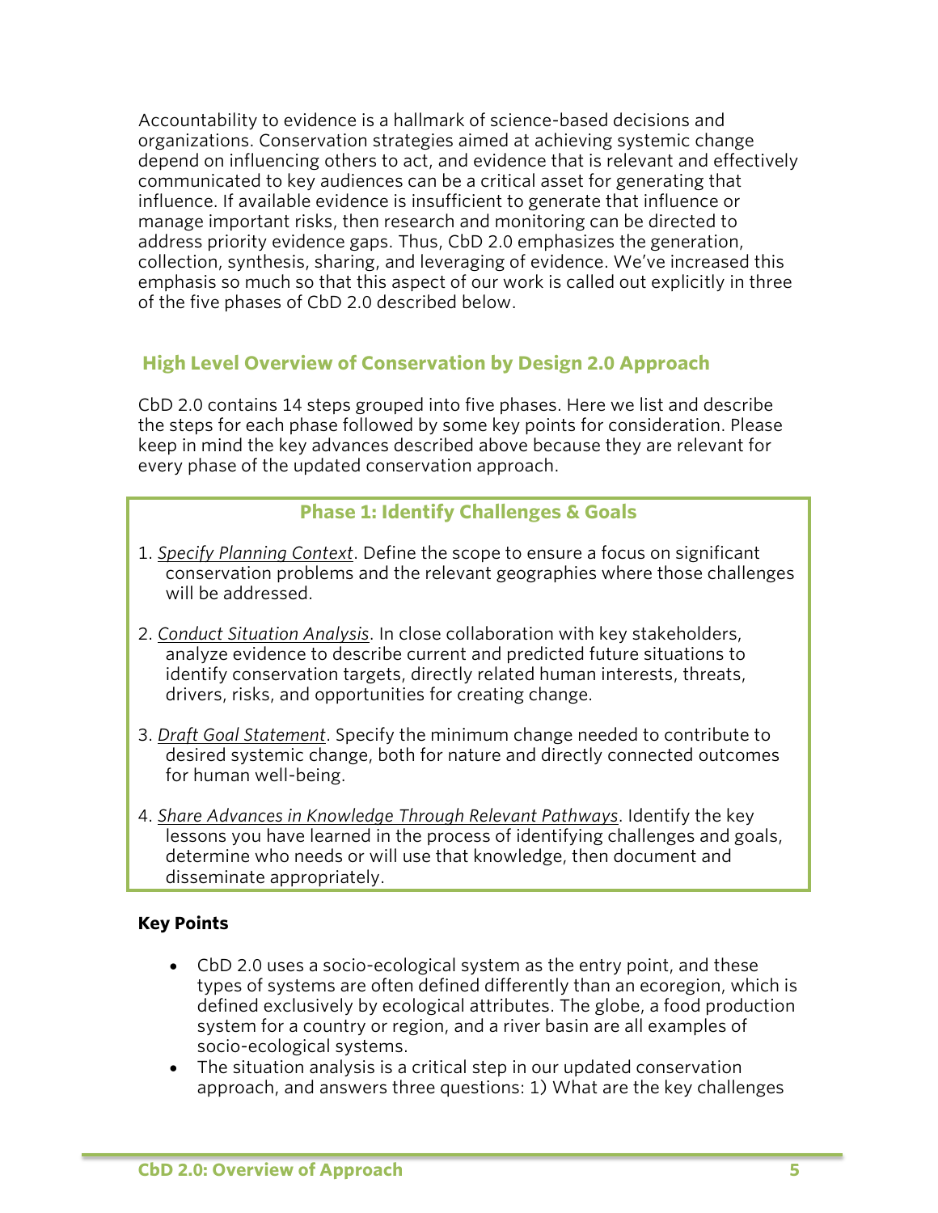Accountability to evidence is a hallmark of science-based decisions and organizations. Conservation strategies aimed at achieving systemic change depend on influencing others to act, and evidence that is relevant and effectively communicated to key audiences can be a critical asset for generating that influence. If available evidence is insufficient to generate that influence or manage important risks, then research and monitoring can be directed to address priority evidence gaps. Thus, CbD 2.0 emphasizes the generation, collection, synthesis, sharing, and leveraging of evidence. We've increased this emphasis so much so that this aspect of our work is called out explicitly in three of the five phases of CbD 2.0 described below.

## High Level Overview of Conservation by Design 2.0 Approach

CbD 2.0 contains 14 steps grouped into five phases. Here we list and describe the steps for each phase followed by some key points for consideration. Please keep in mind the key advances described above because they are relevant for every phase of the updated conservation approach.

### Phase 1: Identify Challenges & Goals

1. *Specify Planning Context*. Define the scope to ensure a focus on significant conservation problems and the relevant geographies where those challenges will be addressed.

2. *Conduct Situation Analysis*. In close collaboration with key stakeholders, analyze evidence to describe current and predicted future situations to identify conservation targets, directly related human interests, threats, drivers, risks, and opportunities for creating change.

3. *Draft Goal Statement*. Specify the minimum change needed to contribute to desired systemic change, both for nature and directly connected outcomes for human well-being.

4. *Share Advances in Knowledge Through Relevant Pathways*. Identify the key lessons you have learned in the process of identifying challenges and goals, determine who needs or will use that knowledge, then document and disseminate appropriately.

**Key Points**

- CbD 2.0 uses a socio-ecological system as the entry point, and these types of systems are often defined differently than an ecoregion, which is defined exclusively by ecological attributes. The globe, a food production system for a country or region, and a river basin are all examples of socio-ecological systems.
- The situation analysis is a critical step in our updated conservation approach, and answers three questions: 1) What are the key challenges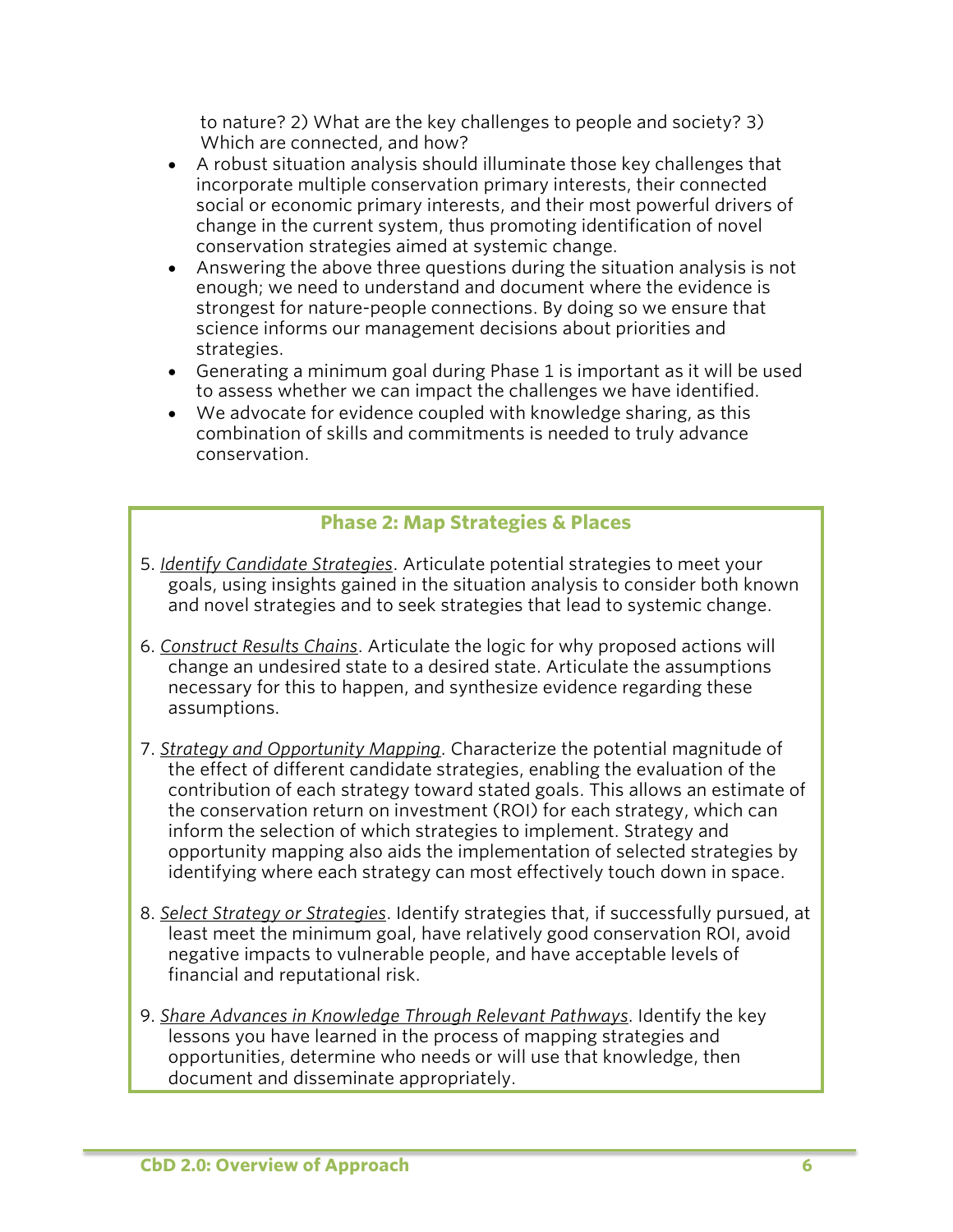to nature? 2) What are the key challenges to people and society? 3) Which are connected, and how?

- A robust situation analysis should illuminate those key challenges that incorporate multiple conservation primary interests, their connected social or economic primary interests, and their most powerful drivers of change in the current system, thus promoting identification of novel conservation strategies aimed at systemic change.
- Answering the above three questions during the situation analysis is not enough; we need to understand and document where the evidence is strongest for nature-people connections. By doing so we ensure that science informs our management decisions about priorities and strategies.
- Generating a minimum goal during Phase 1 is important as it will be used to assess whether we can impact the challenges we have identified.
- We advocate for evidence coupled with knowledge sharing, as this combination of skills and commitments is needed to truly advance conservation.

## Phase 2: Map Strategies & Places

5. *Identify Candidate Strategies*. Articulate potential strategies to meet your goals, using insights gained in the situation analysis to consider both known and novel strategies and to seek strategies that lead to systemic change.

6. *Construct Results Chains*. Articulate the logic for why proposed actions will change an undesired state to a desired state. Articulate the assumptions necessary for this to happen, and synthesize evidence regarding these assumptions.

7. *Strategy and Opportunity Mapping*. Characterize the potential magnitude of the effect of different candidate strategies, enabling the evaluation of the contribution of each strategy toward stated goals. This allows an estimate of the conservation return on investment (ROI) for each strategy, which can inform the selection of which strategies to implement. Strategy and opportunity mapping also aids the implementation of selected strategies by identifying where each strategy can most effectively touch down in space.

8. *Select Strategy or Strategies*. Identify strategies that, if successfully pursued, at least meet the minimum goal, have relatively good conservation ROI, avoid negative impacts to vulnerable people, and have acceptable levels of financial and reputational risk.

9. *Share Advances in Knowledge Through Relevant Pathways*. Identify the key lessons you have learned in the process of mapping strategies and opportunities, determine who needs or will use that knowledge, then document and disseminate appropriately.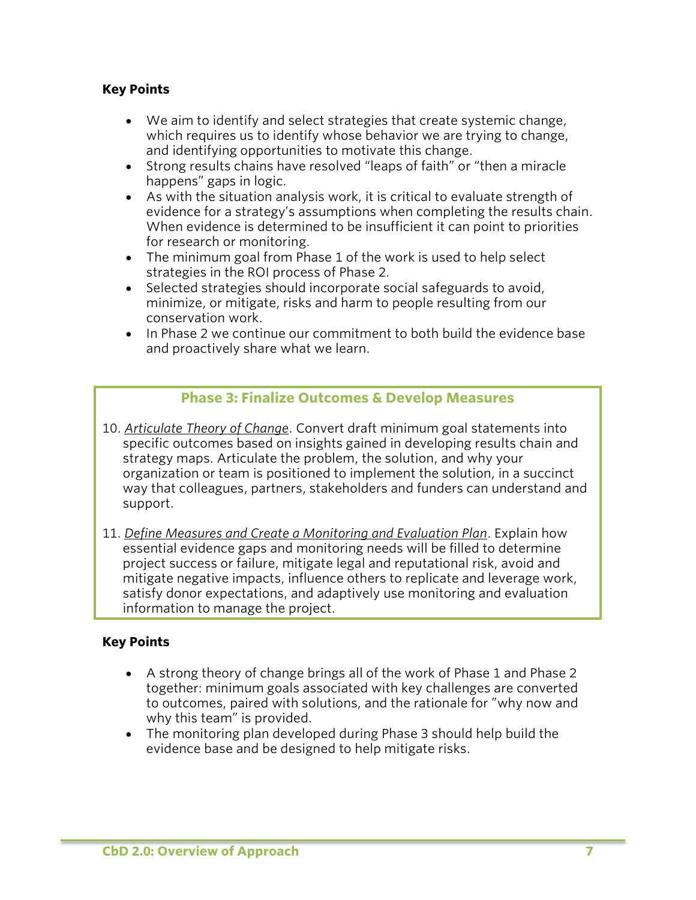**Key Points**

- We aim to identify and select strategies that create systemic change, which requires us to identify whose behavior we are trying to change, and identifying opportunities to motivate this change.
- Strong results chains have resolved "leaps of faith" or "then a miracle happens" gaps in logic.
- As with the situation analysis work, it is critical to evaluate strength of evidence for a strategy's assumptions when completing the results chain. When evidence is determined to be insufficient it can point to priorities for research or monitoring.
- The minimum goal from Phase 1 of the work is used to help select strategies in the ROI process of Phase 2.
- Selected strategies should incorporate social safeguards to avoid, minimize, or mitigate, risks and harm to people resulting from our conservation work.
- In Phase 2 we continue our commitment to both build the evidence base and proactively share what we learn.

## Phase 3: Finalize Outcomes & Develop Measures

10. *Articulate Theory of Change*. Convert draft minimum goal statements into specific outcomes based on insights gained in developing results chain and strategy maps. Articulate the problem, the solution, and why your organization or team is positioned to implement the solution, in a succinct way that colleagues, partners, stakeholders and funders can understand and support.

11. *Define Measures and Create a Monitoring and Evaluation Plan*. Explain how essential evidence gaps and monitoring needs will be filled to determine project success or failure, mitigate legal and reputational risk, avoid and mitigate negative impacts, influence others to replicate and leverage work, satisfy donor expectations, and adaptively use monitoring and evaluation information to manage the project.

**Key Points**

- A strong theory of change brings all of the work of Phase 1 and Phase 2 together: minimum goals associated with key challenges are converted to outcomes, paired with solutions, and the rationale for "why now and why this team" is provided.
- The monitoring plan developed during Phase 3 should help build the evidence base and be designed to help mitigate risks.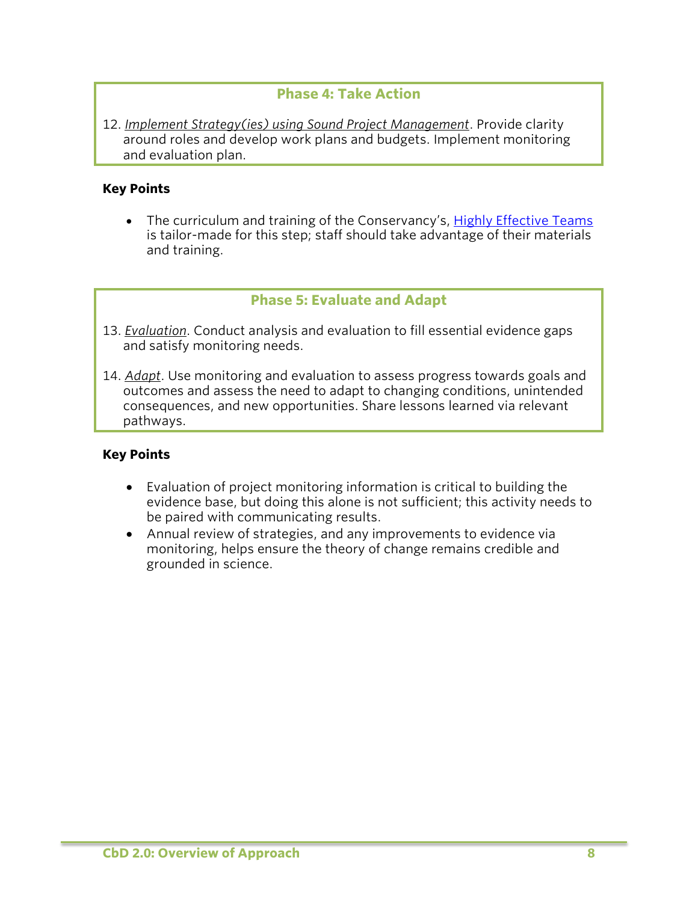## Phase 4: Take Action

12. *Implement Strategy(ies) using Sound Project Management*. Provide clarity around roles and develop work plans and budgets. Implement monitoring and evaluation plan.

**Key Points**

- The curriculum and training of the Conservancy's, Highly Effective Teams is tailor-made for this step; staff should take advantage of their materials and training.

## Phase 5: Evaluate and Adapt

13. *Evaluation*. Conduct analysis and evaluation to fill essential evidence gaps and satisfy monitoring needs.

14. *Adapt*. Use monitoring and evaluation to assess progress towards goals and outcomes and assess the need to adapt to changing conditions, unintended consequences, and new opportunities. Share lessons learned via relevant pathways.

**Key Points**

- Evaluation of project monitoring information is critical to building the evidence base, but doing this alone is not sufficient; this activity needs to be paired with communicating results.
- Annual review of strategies, and any improvements to evidence via monitoring, helps ensure the theory of change remains credible and grounded in science.